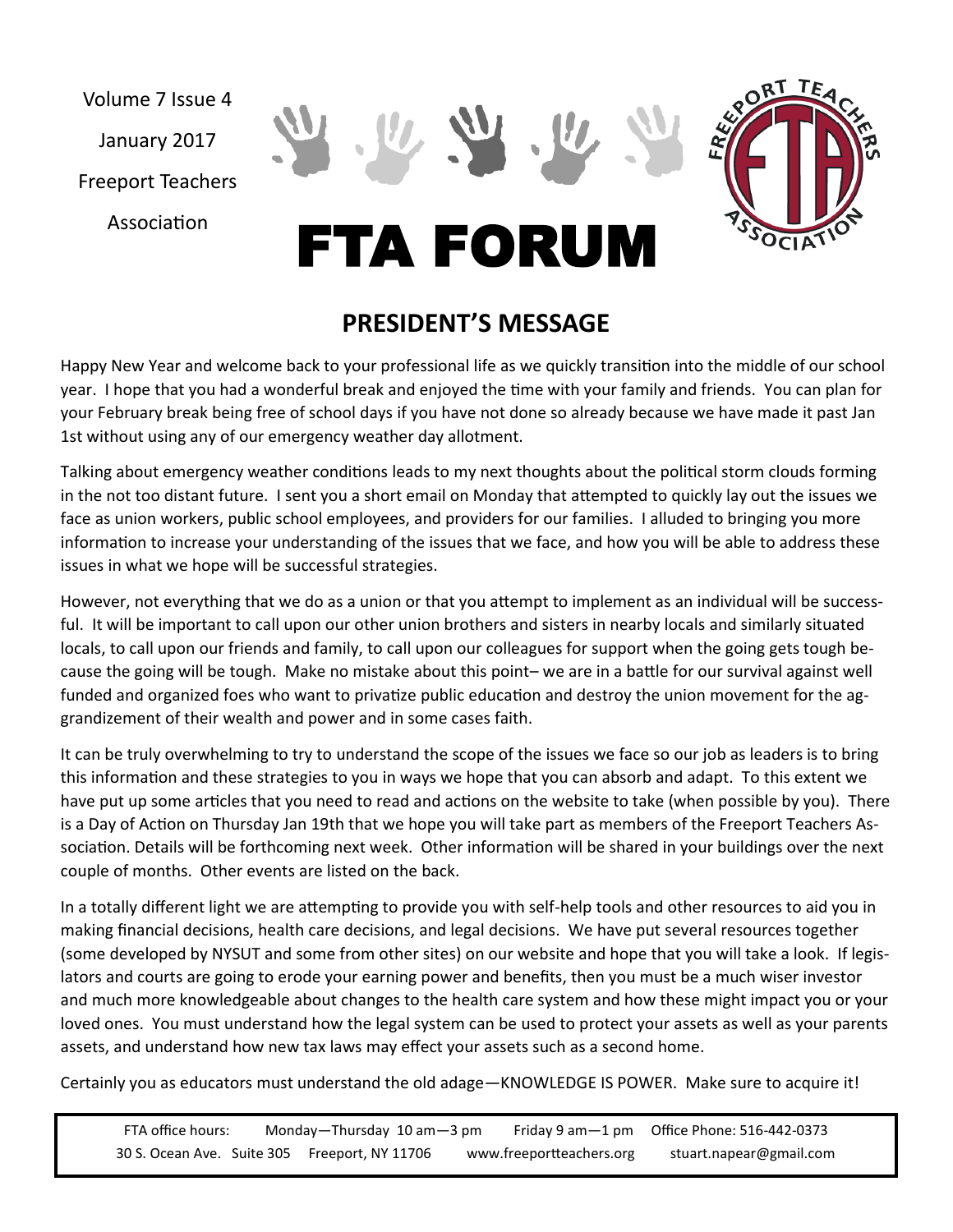Volume 7 Issue 4

January 2017

Freeport Teachers Association

# FTA FORUM

## PRESIDENT'S MESSAGE

Happy New Year and welcome back to your professional life as we quickly transition into the middle of our school year. I hope that you had a wonderful break and enjoyed the time with your family and friends. You can plan for your February break being free of school days if you have not done so already because we have made it past Jan 1st without using any of our emergency weather day allotment.

Talking about emergency weather conditions leads to my next thoughts about the political storm clouds forming in the not too distant future. I sent you a short email on Monday that attempted to quickly lay out the issues we face as union workers, public school employees, and providers for our families. I alluded to bringing you more information to increase your understanding of the issues that we face, and how you will be able to address these issues in what we hope will be successful strategies.

However, not everything that we do as a union or that you attempt to implement as an individual will be successful. It will be important to call upon our other union brothers and sisters in nearby locals and similarly situated locals, to call upon our friends and family, to call upon our colleagues for support when the going gets tough because the going will be tough. Make no mistake about this point– we are in a battle for our survival against well funded and organized foes who want to privatize public education and destroy the union movement for the aggrandizement of their wealth and power and in some cases faith.

It can be truly overwhelming to try to understand the scope of the issues we face so our job as leaders is to bring this information and these strategies to you in ways we hope that you can absorb and adapt. To this extent we have put up some articles that you need to read and actions on the website to take (when possible by you). There is a Day of Action on Thursday Jan 19th that we hope you will take part as members of the Freeport Teachers Association. Details will be forthcoming next week. Other information will be shared in your buildings over the next couple of months. Other events are listed on the back.

In a totally different light we are attempting to provide you with self-help tools and other resources to aid you in making financial decisions, health care decisions, and legal decisions. We have put several resources together (some developed by NYSUT and some from other sites) on our website and hope that you will take a look. If legislators and courts are going to erode your earning power and benefits, then you must be a much wiser investor and much more knowledgeable about changes to the health care system and how these might impact you or your loved ones. You must understand how the legal system can be used to protect your assets as well as your parents assets, and understand how new tax laws may effect your assets such as a second home.

Certainly you as educators must understand the old adage—KNOWLEDGE IS POWER. Make sure to acquire it!

FTA office hours: Monday—Thursday 10 am—3 pm Friday 9 am—1 pm Office Phone: 516-442-0373
30 S. Ocean Ave. Suite 305 Freeport, NY 11706 www.freeportteachers.org stuart.napear@gmail.com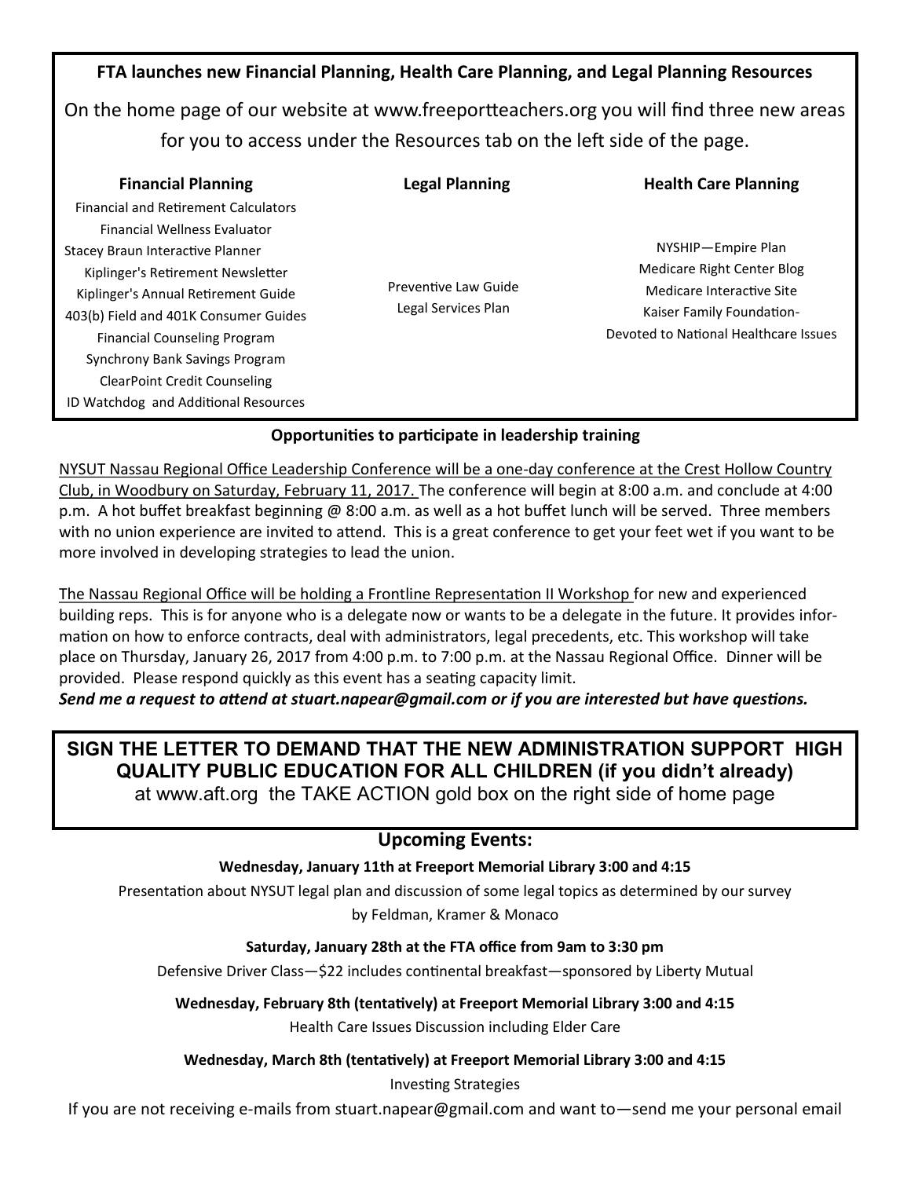**FTA launches new Financial Planning, Health Care Planning, and Legal Planning Resources**

On the home page of our website at www.freeportteachers.org you will find three new areas for you to access under the Resources tab on the left side of the page.

**Financial Planning**

Financial and Retirement Calculators
Financial Wellness Evaluator
Stacey Braun Interactive Planner
Kiplinger's Retirement Newsletter
Kiplinger's Annual Retirement Guide
403(b) Field and 401K Consumer Guides
Financial Counseling Program
Synchrony Bank Savings Program
ClearPoint Credit Counseling
ID Watchdog and Additional Resources

**Legal Planning**

Preventive Law Guide
Legal Services Plan

**Health Care Planning**

NYSHIP—Empire Plan
Medicare Right Center Blog
Medicare Interactive Site
Kaiser Family Foundation-
Devoted to National Healthcare Issues

**Opportunities to participate in leadership training**

NYSUT Nassau Regional Office Leadership Conference will be a one-day conference at the Crest Hollow Country Club, in Woodbury on Saturday, February 11, 2017. The conference will begin at 8:00 a.m. and conclude at 4:00 p.m. A hot buffet breakfast beginning @ 8:00 a.m. as well as a hot buffet lunch will be served. Three members with no union experience are invited to attend. This is a great conference to get your feet wet if you want to be more involved in developing strategies to lead the union.

The Nassau Regional Office will be holding a Frontline Representation II Workshop for new and experienced building reps. This is for anyone who is a delegate now or wants to be a delegate in the future. It provides information on how to enforce contracts, deal with administrators, legal precedents, etc. This workshop will take place on Thursday, January 26, 2017 from 4:00 p.m. to 7:00 p.m. at the Nassau Regional Office. Dinner will be provided. Please respond quickly as this event has a seating capacity limit.

***Send me a request to attend at stuart.napear@gmail.com or if you are interested but have questions.***

**SIGN THE LETTER TO DEMAND THAT THE NEW ADMINISTRATION SUPPORT HIGH QUALITY PUBLIC EDUCATION FOR ALL CHILDREN (if you didn't already)**

at www.aft.org the TAKE ACTION gold box on the right side of home page

## Upcoming Events:

**Wednesday, January 11th at Freeport Memorial Library 3:00 and 4:15**

Presentation about NYSUT legal plan and discussion of some legal topics as determined by our survey by Feldman, Kramer & Monaco

**Saturday, January 28th at the FTA office from 9am to 3:30 pm**

Defensive Driver Class—$22 includes continental breakfast—sponsored by Liberty Mutual

**Wednesday, February 8th (tentatively) at Freeport Memorial Library 3:00 and 4:15**

Health Care Issues Discussion including Elder Care

**Wednesday, March 8th (tentatively) at Freeport Memorial Library 3:00 and 4:15**

Investing Strategies

If you are not receiving e-mails from stuart.napear@gmail.com and want to—send me your personal email